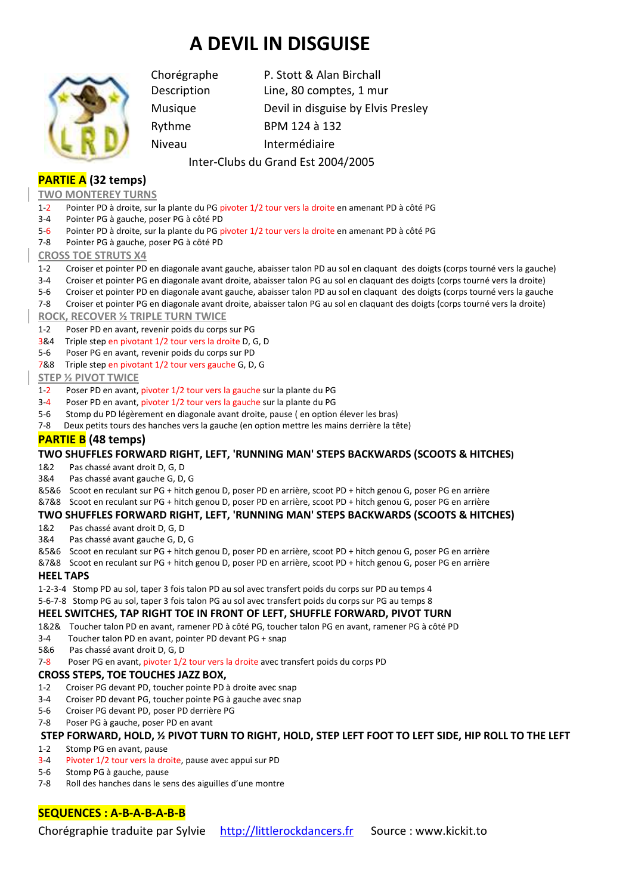# A DEVIL IN DISGUISE

| | |
|---|---|
| Chorégraphe | P. Stott & Alan Birchall |
| Description | Line, 80 comptes, 1 mur |
| Musique | Devil in disguise by Elvis Presley |
| Rythme | BPM 124 à 132 |
| Niveau | Intermédiaire |

Inter-Clubs du Grand Est 2004/2005

## PARTIE A (32 temps)

### TWO MONTEREY TURNS

1-2 Pointer PD à droite, sur la plante du PG pivoter 1/2 tour vers la droite en amenant PD à côté PG
3-4 Pointer PG à gauche, poser PG à côté PD
5-6 Pointer PD à droite, sur la plante du PG pivoter 1/2 tour vers la droite en amenant PD à côté PG
7-8 Pointer PG à gauche, poser PG à côté PD

### CROSS TOE STRUTS X4

1-2 Croiser et pointer PD en diagonale avant gauche, abaisser talon PD au sol en claquant des doigts (corps tourné vers la gauche)
3-4 Croiser et pointer PG en diagonale avant droite, abaisser talon PG au sol en claquant des doigts (corps tourné vers la droite)
5-6 Croiser et pointer PD en diagonale avant gauche, abaisser talon PD au sol en claquant des doigts (corps tourné vers la gauche
7-8 Croiser et pointer PG en diagonale avant droite, abaisser talon PG au sol en claquant des doigts (corps tourné vers la droite)

### ROCK, RECOVER ½ TRIPLE TURN TWICE

1-2 Poser PD en avant, revenir poids du corps sur PG
3&4 Triple step en pivotant 1/2 tour vers la droite D, G, D
5-6 Poser PG en avant, revenir poids du corps sur PD
7&8 Triple step en pivotant 1/2 tour vers gauche G, D, G

### STEP ½ PIVOT TWICE

1-2 Poser PD en avant, pivoter 1/2 tour vers la gauche sur la plante du PG
3-4 Poser PD en avant, pivoter 1/2 tour vers la gauche sur la plante du PG
5-6 Stomp du PD légèrement en diagonale avant droite, pause ( en option élever les bras)
7-8 Deux petits tours des hanches vers la gauche (en option mettre les mains derrière la tête)

## PARTIE B (48 temps)

### TWO SHUFFLES FORWARD RIGHT, LEFT, 'RUNNING MAN' STEPS BACKWARDS (SCOOTS & HITCHES)

1&2 Pas chassé avant droit D, G, D
3&4 Pas chassé avant gauche G, D, G
&5&6 Scoot en reculant sur PG + hitch genou D, poser PD en arrière, scoot PD + hitch genou G, poser PG en arrière
&7&8 Scoot en reculant sur PG + hitch genou D, poser PD en arrière, scoot PD + hitch genou G, poser PG en arrière

### TWO SHUFFLES FORWARD RIGHT, LEFT, 'RUNNING MAN' STEPS BACKWARDS (SCOOTS & HITCHES)

1&2 Pas chassé avant droit D, G, D
3&4 Pas chassé avant gauche G, D, G
&5&6 Scoot en reculant sur PG + hitch genou D, poser PD en arrière, scoot PD + hitch genou G, poser PG en arrière
&7&8 Scoot en reculant sur PG + hitch genou D, poser PD en arrière, scoot PD + hitch genou G, poser PG en arrière

### HEEL TAPS

1-2-3-4 Stomp PD au sol, taper 3 fois talon PD au sol avec transfert poids du corps sur PD au temps 4
5-6-7-8 Stomp PG au sol, taper 3 fois talon PG au sol avec transfert poids du corps sur PG au temps 8

### HEEL SWITCHES, TAP RIGHT TOE IN FRONT OF LEFT, SHUFFLE FORWARD, PIVOT TURN

1&2& Toucher talon PD en avant, ramener PD à côté PG, toucher talon PG en avant, ramener PG à côté PD
3-4 Toucher talon PD en avant, pointer PD devant PG + snap
5&6 Pas chassé avant droit D, G, D
7-8 Poser PG en avant, pivoter 1/2 tour vers la droite avec transfert poids du corps PD

### CROSS STEPS, TOE TOUCHES JAZZ BOX,

1-2 Croiser PG devant PD, toucher pointe PD à droite avec snap
3-4 Croiser PD devant PG, toucher pointe PG à gauche avec snap
5-6 Croiser PG devant PD, poser PD derrière PG
7-8 Poser PG à gauche, poser PD en avant

### STEP FORWARD, HOLD, ½ PIVOT TURN TO RIGHT, HOLD, STEP LEFT FOOT TO LEFT SIDE, HIP ROLL TO THE LEFT

1-2 Stomp PG en avant, pause
3-4 Pivoter 1/2 tour vers la droite, pause avec appui sur PD
5-6 Stomp PG à gauche, pause
7-8 Roll des hanches dans le sens des aiguilles d'une montre

**SEQUENCES : A-B-A-B-A-B-B**

Chorégraphie traduite par Sylvie http://littlerockdancers.fr Source : www.kickit.to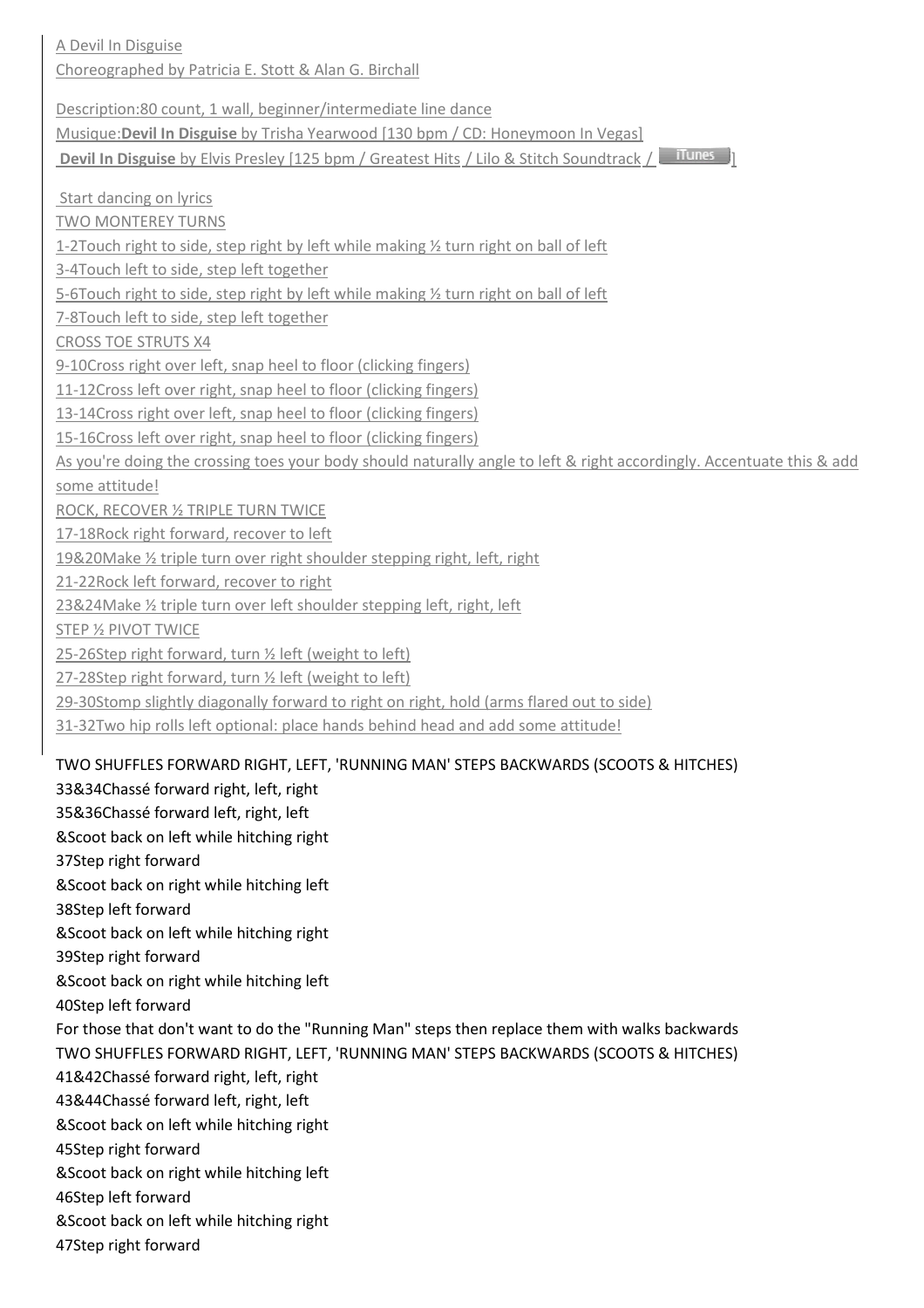A Devil In Disguise

Choreographed by Patricia E. Stott & Alan G. Birchall

Description:80 count, 1 wall, beginner/intermediate line dance

Musique:**Devil In Disguise** by Trisha Yearwood [130 bpm / CD: Honeymoon In Vegas]

**Devil In Disguise** by Elvis Presley [125 bpm / Greatest Hits / Lilo & Stitch Soundtrack / iTunes ]

Start dancing on lyrics

TWO MONTEREY TURNS

1-2Touch right to side, step right by left while making ½ turn right on ball of left

3-4Touch left to side, step left together

5-6Touch right to side, step right by left while making ½ turn right on ball of left

7-8Touch left to side, step left together

CROSS TOE STRUTS X4

9-10Cross right over left, snap heel to floor (clicking fingers)

11-12Cross left over right, snap heel to floor (clicking fingers)

13-14Cross right over left, snap heel to floor (clicking fingers)

15-16Cross left over right, snap heel to floor (clicking fingers)

As you're doing the crossing toes your body should naturally angle to left & right accordingly. Accentuate this & add some attitude!

ROCK, RECOVER ½ TRIPLE TURN TWICE

17-18Rock right forward, recover to left

19&20Make ½ triple turn over right shoulder stepping right, left, right

21-22Rock left forward, recover to right

23&24Make ½ triple turn over left shoulder stepping left, right, left

STEP ½ PIVOT TWICE

25-26Step right forward, turn ½ left (weight to left)

27-28Step right forward, turn ½ left (weight to left)

29-30Stomp slightly diagonally forward to right on right, hold (arms flared out to side)

31-32Two hip rolls left optional: place hands behind head and add some attitude!

TWO SHUFFLES FORWARD RIGHT, LEFT, 'RUNNING MAN' STEPS BACKWARDS (SCOOTS & HITCHES)

33&34Chassé forward right, left, right

35&36Chassé forward left, right, left

&Scoot back on left while hitching right

37Step right forward

&Scoot back on right while hitching left

38Step left forward

&Scoot back on left while hitching right

39Step right forward

&Scoot back on right while hitching left

40Step left forward

For those that don't want to do the "Running Man" steps then replace them with walks backwards

TWO SHUFFLES FORWARD RIGHT, LEFT, 'RUNNING MAN' STEPS BACKWARDS (SCOOTS & HITCHES)

41&42Chassé forward right, left, right

43&44Chassé forward left, right, left

&Scoot back on left while hitching right

45Step right forward

&Scoot back on right while hitching left

46Step left forward

&Scoot back on left while hitching right

47Step right forward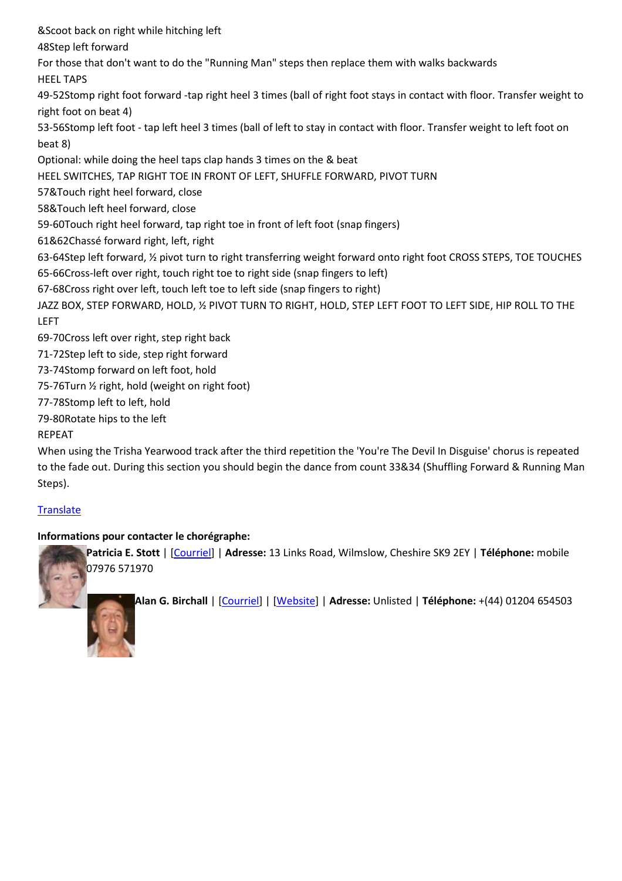&Scoot back on right while hitching left

48Step left forward

For those that don't want to do the "Running Man" steps then replace them with walks backwards

HEEL TAPS

49-52Stomp right foot forward -tap right heel 3 times (ball of right foot stays in contact with floor. Transfer weight to right foot on beat 4)

53-56Stomp left foot - tap left heel 3 times (ball of left to stay in contact with floor. Transfer weight to left foot on beat 8)

Optional: while doing the heel taps clap hands 3 times on the & beat

HEEL SWITCHES, TAP RIGHT TOE IN FRONT OF LEFT, SHUFFLE FORWARD, PIVOT TURN

57&Touch right heel forward, close

58&Touch left heel forward, close

59-60Touch right heel forward, tap right toe in front of left foot (snap fingers)

61&62Chassé forward right, left, right

63-64Step left forward, ½ pivot turn to right transferring weight forward onto right foot CROSS STEPS, TOE TOUCHES

65-66Cross-left over right, touch right toe to right side (snap fingers to left)

67-68Cross right over left, touch left toe to left side (snap fingers to right)

JAZZ BOX, STEP FORWARD, HOLD, ½ PIVOT TURN TO RIGHT, HOLD, STEP LEFT FOOT TO LEFT SIDE, HIP ROLL TO THE LEFT

69-70Cross left over right, step right back

71-72Step left to side, step right forward

73-74Stomp forward on left foot, hold

75-76Turn ½ right, hold (weight on right foot)

77-78Stomp left to left, hold

79-80Rotate hips to the left

REPEAT

When using the Trisha Yearwood track after the third repetition the 'You're The Devil In Disguise' chorus is repeated to the fade out. During this section you should begin the dance from count 33&34 (Shuffling Forward & Running Man Steps).

Translate

**Informations pour contacter le chorégraphe:**

**Patricia E. Stott** | [Courriel] | **Adresse:** 13 Links Road, Wilmslow, Cheshire SK9 2EY | **Téléphone:** mobile 07976 571970

**Alan G. Birchall** | [Courriel] | [Website] | **Adresse:** Unlisted | **Téléphone:** +(44) 01204 654503